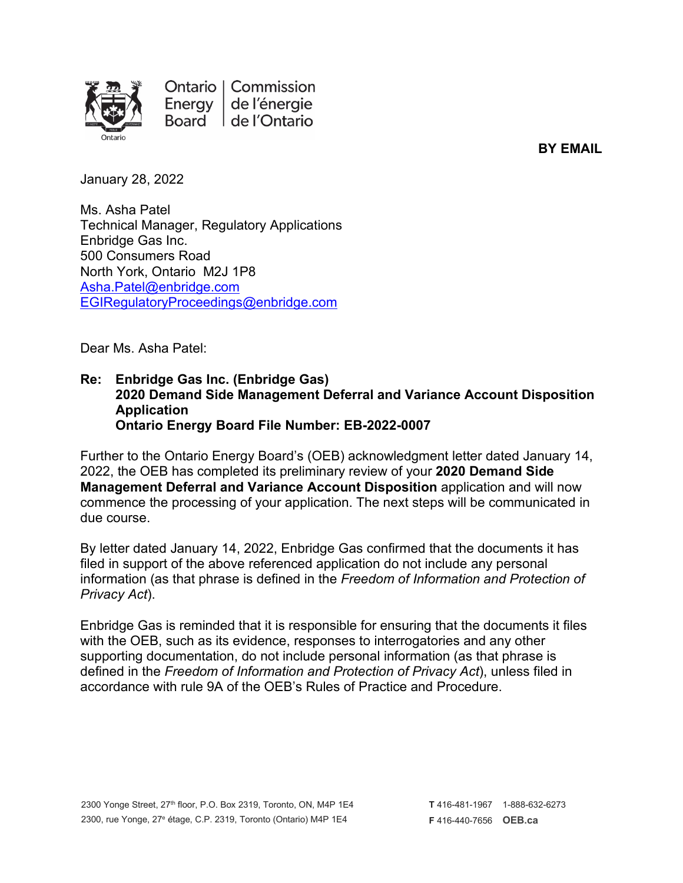Ontario Energy Board | Commission de l'énergie de l'Ontario

**BY EMAIL**

January 28, 2022

Ms. Asha Patel
Technical Manager, Regulatory Applications
Enbridge Gas Inc.
500 Consumers Road
North York, Ontario M2J 1P8
Asha.Patel@enbridge.com
EGIRegulatoryProceedings@enbridge.com

Dear Ms. Asha Patel:

**Re: Enbridge Gas Inc. (Enbridge Gas)**
**2020 Demand Side Management Deferral and Variance Account Disposition Application**
**Ontario Energy Board File Number: EB-2022-0007**

Further to the Ontario Energy Board's (OEB) acknowledgment letter dated January 14, 2022, the OEB has completed its preliminary review of your **2020 Demand Side Management Deferral and Variance Account Disposition** application and will now commence the processing of your application. The next steps will be communicated in due course.

By letter dated January 14, 2022, Enbridge Gas confirmed that the documents it has filed in support of the above referenced application do not include any personal information (as that phrase is defined in the *Freedom of Information and Protection of Privacy Act*).

Enbridge Gas is reminded that it is responsible for ensuring that the documents it files with the OEB, such as its evidence, responses to interrogatories and any other supporting documentation, do not include personal information (as that phrase is defined in the *Freedom of Information and Protection of Privacy Act*), unless filed in accordance with rule 9A of the OEB's Rules of Practice and Procedure.

2300 Yonge Street, 27th floor, P.O. Box 2319, Toronto, ON, M4P 1E4
2300, rue Yonge, 27e étage, C.P. 2319, Toronto (Ontario) M4P 1E4

**T** 416-481-1967 1-888-632-6273
**F** 416-440-7656 **OEB.ca**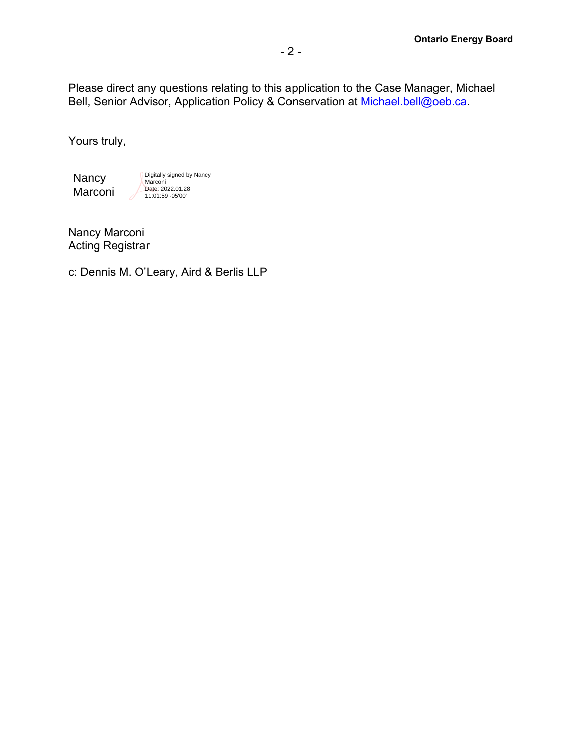Please direct any questions relating to this application to the Case Manager, Michael Bell, Senior Advisor, Application Policy & Conservation at Michael.bell@oeb.ca.

Yours truly,

Nancy Marconi — Digitally signed by Nancy Marconi Date: 2022.01.28 11:01:59 -05'00'

Nancy Marconi
Acting Registrar

c: Dennis M. O'Leary, Aird & Berlis LLP